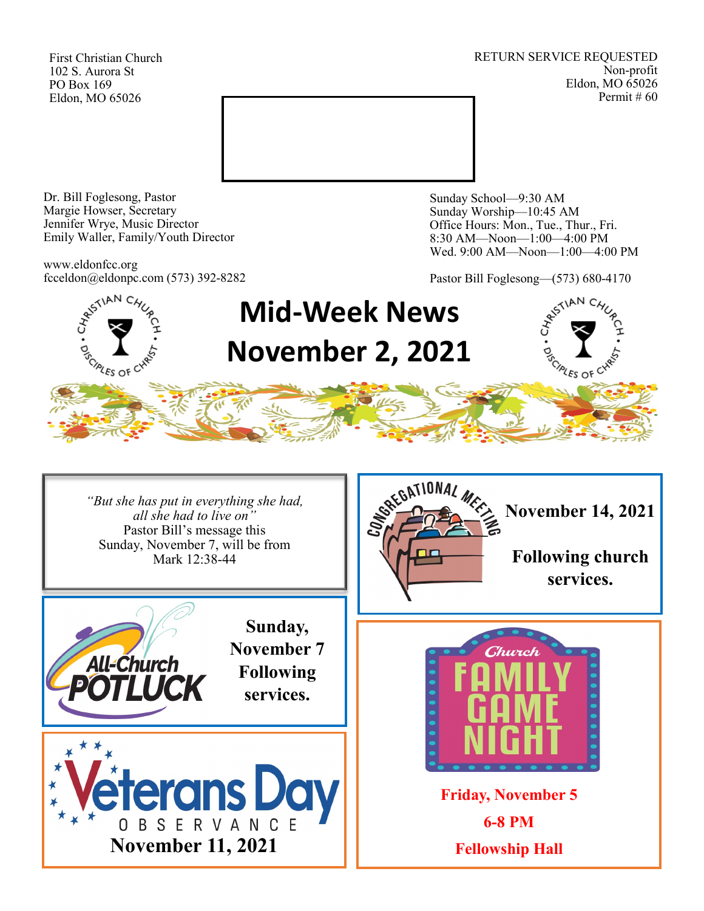First Christian Church
102 S. Aurora St
PO Box 169
Eldon, MO 65026

RETURN SERVICE REQUESTED
Non-profit
Eldon, MO 65026
Permit # 60

Dr. Bill Foglesong, Pastor
Margie Howser, Secretary
Jennifer Wrye, Music Director
Emily Waller, Family/Youth Director

www.eldonfcc.org
fcceldon@eldonpc.com (573) 392-8282

Sunday School—9:30 AM
Sunday Worship—10:45 AM
Office Hours: Mon., Tue., Thur., Fri.
8:30 AM—Noon—1:00—4:00 PM
Wed. 9:00 AM—Noon—1:00—4:00 PM

Pastor Bill Foglesong—(573) 680-4170

# Mid-Week News
# November 2, 2021

*"But she has put in everything she had, all she had to live on"*
Pastor Bill's message this Sunday, November 7, will be from Mark 12:38-44

**Congregational Meeting**

**November 14, 2021**

**Following church services.**

**All-Church Potluck**

**Sunday, November 7**
**Following services.**

**Church Family Game Night**

**Friday, November 5**
**6-8 PM**
**Fellowship Hall**

**Veterans Day Observance**

**November 11, 2021**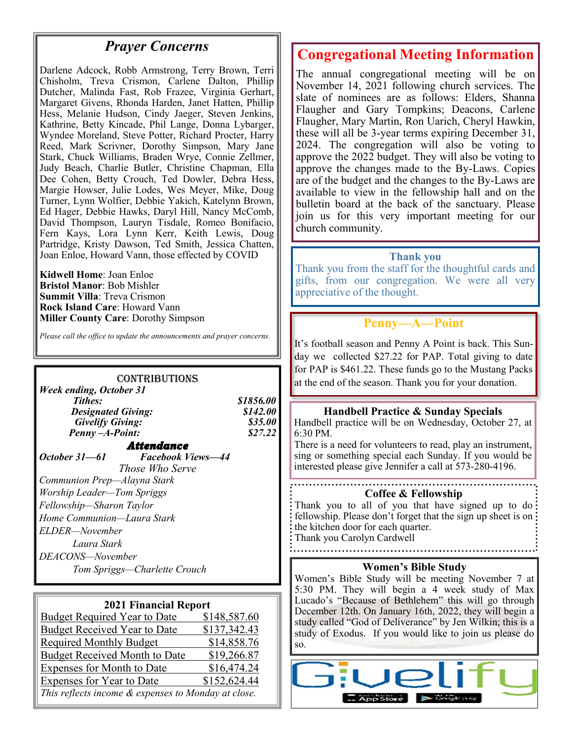## Prayer Concerns

Darlene Adcock, Robb Armstrong, Terry Brown, Terri Chisholm, Treva Crismon, Carlene Dalton, Phillip Dutcher, Malinda Fast, Rob Frazee, Virginia Gerhart, Margaret Givens, Rhonda Harden, Janet Hatten, Phillip Hess, Melanie Hudson, Cindy Jaeger, Steven Jenkins, Kathrine, Betty Kincade, Phil Lange, Donna Lybarger, Wyndee Moreland, Steve Potter, Richard Procter, Harry Reed, Mark Scrivner, Dorothy Simpson, Mary Jane Stark, Chuck Williams, Braden Wrye, Connie Zellmer, Judy Beach, Charlie Butler, Christine Chapman, Ella Dee Cohen, Betty Crouch, Ted Dowler, Debra Hess, Margie Howser, Julie Lodes, Wes Meyer, Mike, Doug Turner, Lynn Wolfier, Debbie Yakich, Katelynn Brown, Ed Hager, Debbie Hawks, Daryl Hill, Nancy McComb, David Thompson, Lauryn Tisdale, Romeo Bonifacio, Fern Kays, Lora Lynn Kerr, Keith Lewis, Doug Partridge, Kristy Dawson, Ted Smith, Jessica Chatten, Joan Enloe, Howard Vann, those effected by COVID

**Kidwell Home**: Joan Enloe
**Bristol Manor**: Bob Mishler
**Summit Villa**: Treva Crismon
**Rock Island Care**: Howard Vann
**Miller County Care**: Dorothy Simpson

*Please call the office to update the announcements and prayer concerns.*

### CONTRIBUTIONS

***Week ending, October 31***

| | |
|---|---|
| ***Tithes:*** | ***$1856.00*** |
| ***Designated Giving:*** | ***$142.00*** |
| ***Givelify Giving:*** | ***$35.00*** |
| ***Penny –A-Point:*** | ***$27.22*** |

### *Attendance*

***October 31—61*** ***Facebook Views—44***

*Those Who Serve*

*Communion Prep—Alayna Stark*
*Worship Leader—Tom Spriggs*
*Fellowship—Sharon Taylor*
*Home Communion—Laura Stark*
*ELDER—November*
*Laura Stark*
*DEACONS—November*
*Tom Spriggs—Charlette Crouch*

### 2021 Financial Report

| | |
|---|---|
| Budget Required Year to Date | $148,587.60 |
| Budget Received Year to Date | $137,342.43 |
| Required Monthly Budget | $14,858.76 |
| Budget Received Month to Date | $19,266.87 |
| Expenses for Month to Date | $16,474.24 |
| Expenses for Year to Date | $152,624.44 |

*This reflects income & expenses to Monday at close.*

## Congregational Meeting Information

The annual congregational meeting will be on November 14, 2021 following church services. The slate of nominees are as follows: Elders, Shanna Flaugher and Gary Tompkins; Deacons, Carlene Flaugher, Mary Martin, Ron Uarich, Cheryl Hawkin, these will all be 3-year terms expiring December 31, 2024. The congregation will also be voting to approve the 2022 budget. They will also be voting to approve the changes made to the By-Laws. Copies are of the budget and the changes to the By-Laws are available to view in the fellowship hall and on the bulletin board at the back of the sanctuary. Please join us for this very important meeting for our church community.

### Thank you

Thank you from the staff for the thoughtful cards and gifts, from our congregation. We were all very appreciative of the thought.

### Penny—A—Point

It's football season and Penny A Point is back. This Sunday we collected $27.22 for PAP. Total giving to date for PAP is $461.22. These funds go to the Mustang Packs at the end of the season. Thank you for your donation.

### Handbell Practice & Sunday Specials

Handbell practice will be on Wednesday, October 27, at 6:30 PM.

There is a need for volunteers to read, play an instrument, sing or something special each Sunday. If you would be interested please give Jennifer a call at 573-280-4196.

### Coffee & Fellowship

Thank you to all of you that have signed up to do fellowship. Please don't forget that the sign up sheet is on the kitchen door for each quarter.
Thank you Carolyn Cardwell

### Women's Bible Study

Women's Bible Study will be meeting November 7 at 5:30 PM. They will begin a 4 week study of Max Lucado's "Because of Bethlehem" this will go through December 12th. On January 16th, 2022, they will begin a study called "God of Deliverance" by Jen Wilkin; this is a study of Exodus. If you would like to join us please do so.

Givelify